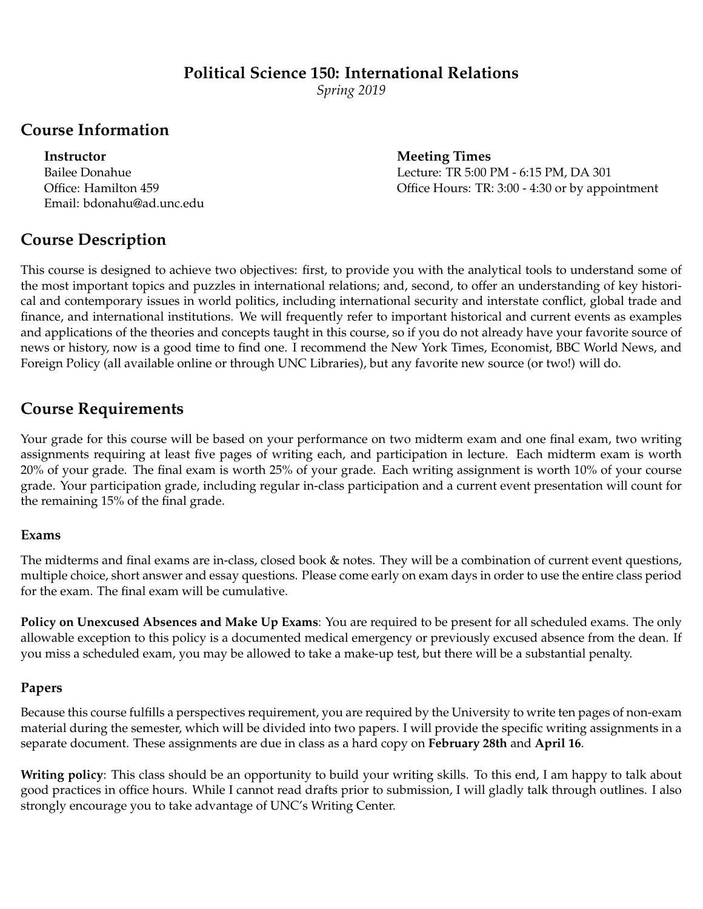# Political Science 150: International Relations

*Spring 2019*

## Course Information

**Instructor**
Bailee Donahue
Office: Hamilton 459
Email: bdonahu@ad.unc.edu

**Meeting Times**
Lecture: TR 5:00 PM - 6:15 PM, DA 301
Office Hours: TR: 3:00 - 4:30 or by appointment

## Course Description

This course is designed to achieve two objectives: first, to provide you with the analytical tools to understand some of the most important topics and puzzles in international relations; and, second, to offer an understanding of key historical and contemporary issues in world politics, including international security and interstate conflict, global trade and finance, and international institutions. We will frequently refer to important historical and current events as examples and applications of the theories and concepts taught in this course, so if you do not already have your favorite source of news or history, now is a good time to find one. I recommend the New York Times, Economist, BBC World News, and Foreign Policy (all available online or through UNC Libraries), but any favorite new source (or two!) will do.

## Course Requirements

Your grade for this course will be based on your performance on two midterm exam and one final exam, two writing assignments requiring at least five pages of writing each, and participation in lecture. Each midterm exam is worth 20% of your grade. The final exam is worth 25% of your grade. Each writing assignment is worth 10% of your course grade. Your participation grade, including regular in-class participation and a current event presentation will count for the remaining 15% of the final grade.

### Exams

The midterms and final exams are in-class, closed book & notes. They will be a combination of current event questions, multiple choice, short answer and essay questions. Please come early on exam days in order to use the entire class period for the exam. The final exam will be cumulative.

**Policy on Unexcused Absences and Make Up Exams**: You are required to be present for all scheduled exams. The only allowable exception to this policy is a documented medical emergency or previously excused absence from the dean. If you miss a scheduled exam, you may be allowed to take a make-up test, but there will be a substantial penalty.

### Papers

Because this course fulfills a perspectives requirement, you are required by the University to write ten pages of non-exam material during the semester, which will be divided into two papers. I will provide the specific writing assignments in a separate document. These assignments are due in class as a hard copy on **February 28th** and **April 16**.

**Writing policy**: This class should be an opportunity to build your writing skills. To this end, I am happy to talk about good practices in office hours. While I cannot read drafts prior to submission, I will gladly talk through outlines. I also strongly encourage you to take advantage of UNC's Writing Center.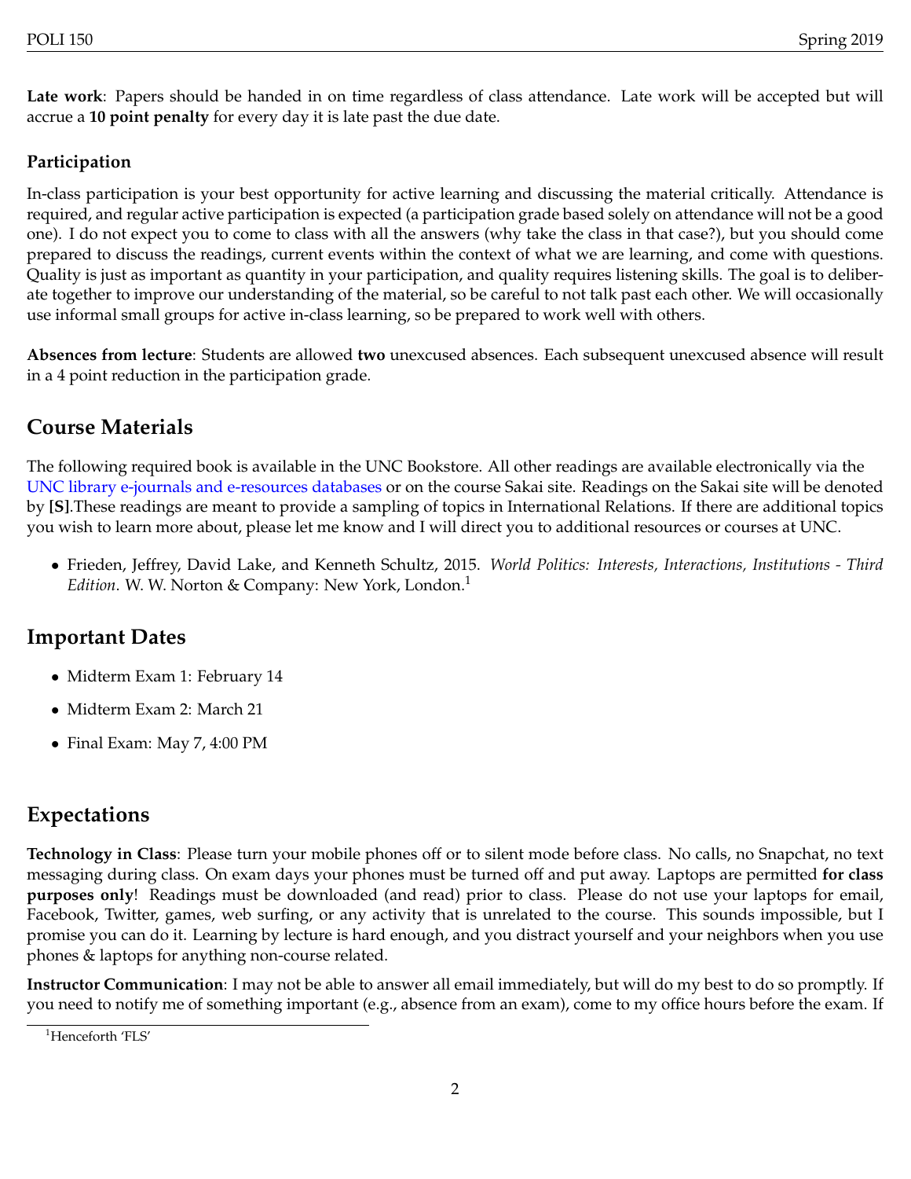**Late work**: Papers should be handed in on time regardless of class attendance. Late work will be accepted but will accrue a **10 point penalty** for every day it is late past the due date.

### Participation

In-class participation is your best opportunity for active learning and discussing the material critically. Attendance is required, and regular active participation is expected (a participation grade based solely on attendance will not be a good one). I do not expect you to come to class with all the answers (why take the class in that case?), but you should come prepared to discuss the readings, current events within the context of what we are learning, and come with questions. Quality is just as important as quantity in your participation, and quality requires listening skills. The goal is to deliberate together to improve our understanding of the material, so be careful to not talk past each other. We will occasionally use informal small groups for active in-class learning, so be prepared to work well with others.

**Absences from lecture**: Students are allowed **two** unexcused absences. Each subsequent unexcused absence will result in a 4 point reduction in the participation grade.

## Course Materials

The following required book is available in the UNC Bookstore. All other readings are available electronically via the UNC library e-journals and e-resources databases or on the course Sakai site. Readings on the Sakai site will be denoted by **[S]**.These readings are meant to provide a sampling of topics in International Relations. If there are additional topics you wish to learn more about, please let me know and I will direct you to additional resources or courses at UNC.

- Frieden, Jeffrey, David Lake, and Kenneth Schultz, 2015. *World Politics: Interests, Interactions, Institutions - Third Edition*. W. W. Norton & Company: New York, London.[1]

## Important Dates

- Midterm Exam 1: February 14
- Midterm Exam 2: March 21
- Final Exam: May 7, 4:00 PM

## Expectations

**Technology in Class**: Please turn your mobile phones off or to silent mode before class. No calls, no Snapchat, no text messaging during class. On exam days your phones must be turned off and put away. Laptops are permitted **for class purposes only**! Readings must be downloaded (and read) prior to class. Please do not use your laptops for email, Facebook, Twitter, games, web surfing, or any activity that is unrelated to the course. This sounds impossible, but I promise you can do it. Learning by lecture is hard enough, and you distract yourself and your neighbors when you use phones & laptops for anything non-course related.

**Instructor Communication**: I may not be able to answer all email immediately, but will do my best to do so promptly. If you need to notify me of something important (e.g., absence from an exam), come to my office hours before the exam. If

[1] Henceforth 'FLS'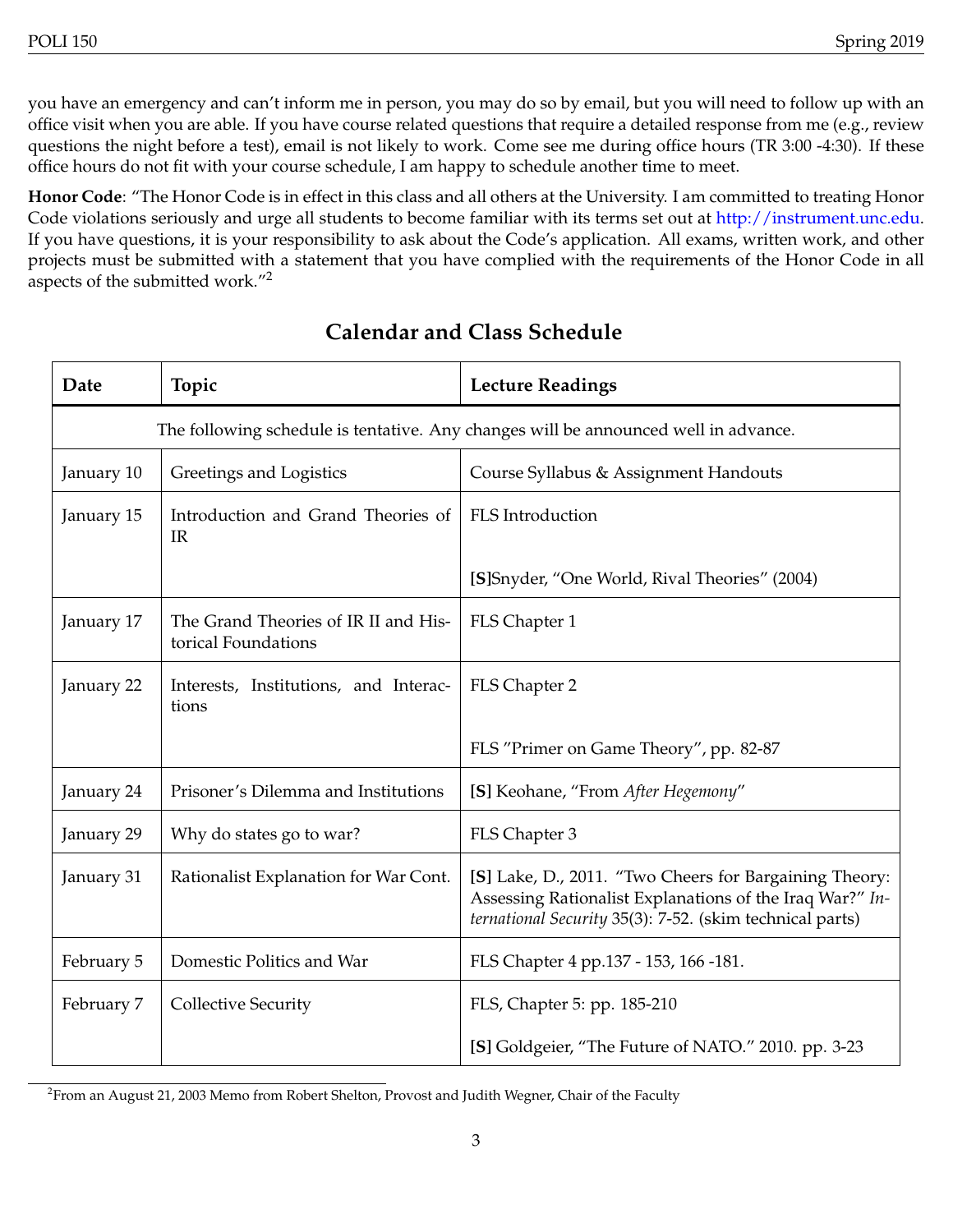you have an emergency and can't inform me in person, you may do so by email, but you will need to follow up with an office visit when you are able. If you have course related questions that require a detailed response from me (e.g., review questions the night before a test), email is not likely to work. Come see me during office hours (TR 3:00 -4:30). If these office hours do not fit with your course schedule, I am happy to schedule another time to meet.

**Honor Code**: "The Honor Code is in effect in this class and all others at the University. I am committed to treating Honor Code violations seriously and urge all students to become familiar with its terms set out at http://instrument.unc.edu. If you have questions, it is your responsibility to ask about the Code's application. All exams, written work, and other projects must be submitted with a statement that you have complied with the requirements of the Honor Code in all aspects of the submitted work."[2]

## Calendar and Class Schedule

| Date | Topic | Lecture Readings |
|---|---|---|
| The following schedule is tentative. Any changes will be announced well in advance. | | |
| January 10 | Greetings and Logistics | Course Syllabus & Assignment Handouts |
| January 15 | Introduction and Grand Theories of IR | FLS Introduction<br><br>**[S]**Snyder, "One World, Rival Theories" (2004) |
| January 17 | The Grand Theories of IR II and Historical Foundations | FLS Chapter 1 |
| January 22 | Interests, Institutions, and Interactions | FLS Chapter 2<br><br>FLS "Primer on Game Theory", pp. 82-87 |
| January 24 | Prisoner's Dilemma and Institutions | **[S]** Keohane, "From *After Hegemony*" |
| January 29 | Why do states go to war? | FLS Chapter 3 |
| January 31 | Rationalist Explanation for War Cont. | **[S]** Lake, D., 2011. "Two Cheers for Bargaining Theory: Assessing Rationalist Explanations of the Iraq War?" *International Security* 35(3): 7-52. (skim technical parts) |
| February 5 | Domestic Politics and War | FLS Chapter 4 pp.137 - 153, 166 -181. |
| February 7 | Collective Security | FLS, Chapter 5: pp. 185-210<br><br>**[S]** Goldgeier, "The Future of NATO." 2010. pp. 3-23 |

[2] From an August 21, 2003 Memo from Robert Shelton, Provost and Judith Wegner, Chair of the Faculty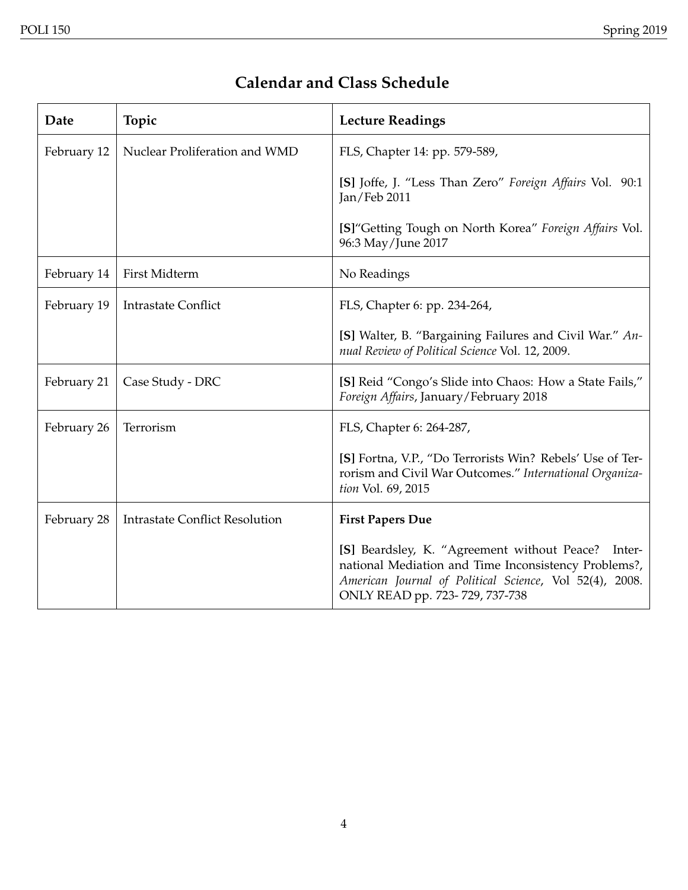## Calendar and Class Schedule

| Date | Topic | Lecture Readings |
|---|---|---|
| February 12 | Nuclear Proliferation and WMD | FLS, Chapter 14: pp. 579-589,<br><br>**[S]** Joffe, J. "Less Than Zero" *Foreign Affairs* Vol. 90:1 Jan/Feb 2011<br><br>**[S]**"Getting Tough on North Korea" *Foreign Affairs* Vol. 96:3 May/June 2017 |
| February 14 | First Midterm | No Readings |
| February 19 | Intrastate Conflict | FLS, Chapter 6: pp. 234-264,<br><br>**[S]** Walter, B. "Bargaining Failures and Civil War." *Annual Review of Political Science* Vol. 12, 2009. |
| February 21 | Case Study - DRC | **[S]** Reid "Congo's Slide into Chaos: How a State Fails," *Foreign Affairs*, January/February 2018 |
| February 26 | Terrorism | FLS, Chapter 6: 264-287,<br><br>**[S]** Fortna, V.P., "Do Terrorists Win? Rebels' Use of Terrorism and Civil War Outcomes." *International Organization* Vol. 69, 2015 |
| February 28 | Intrastate Conflict Resolution | **First Papers Due**<br><br>**[S]** Beardsley, K. "Agreement without Peace? International Mediation and Time Inconsistency Problems?, *American Journal of Political Science*, Vol 52(4), 2008. ONLY READ pp. 723- 729, 737-738 |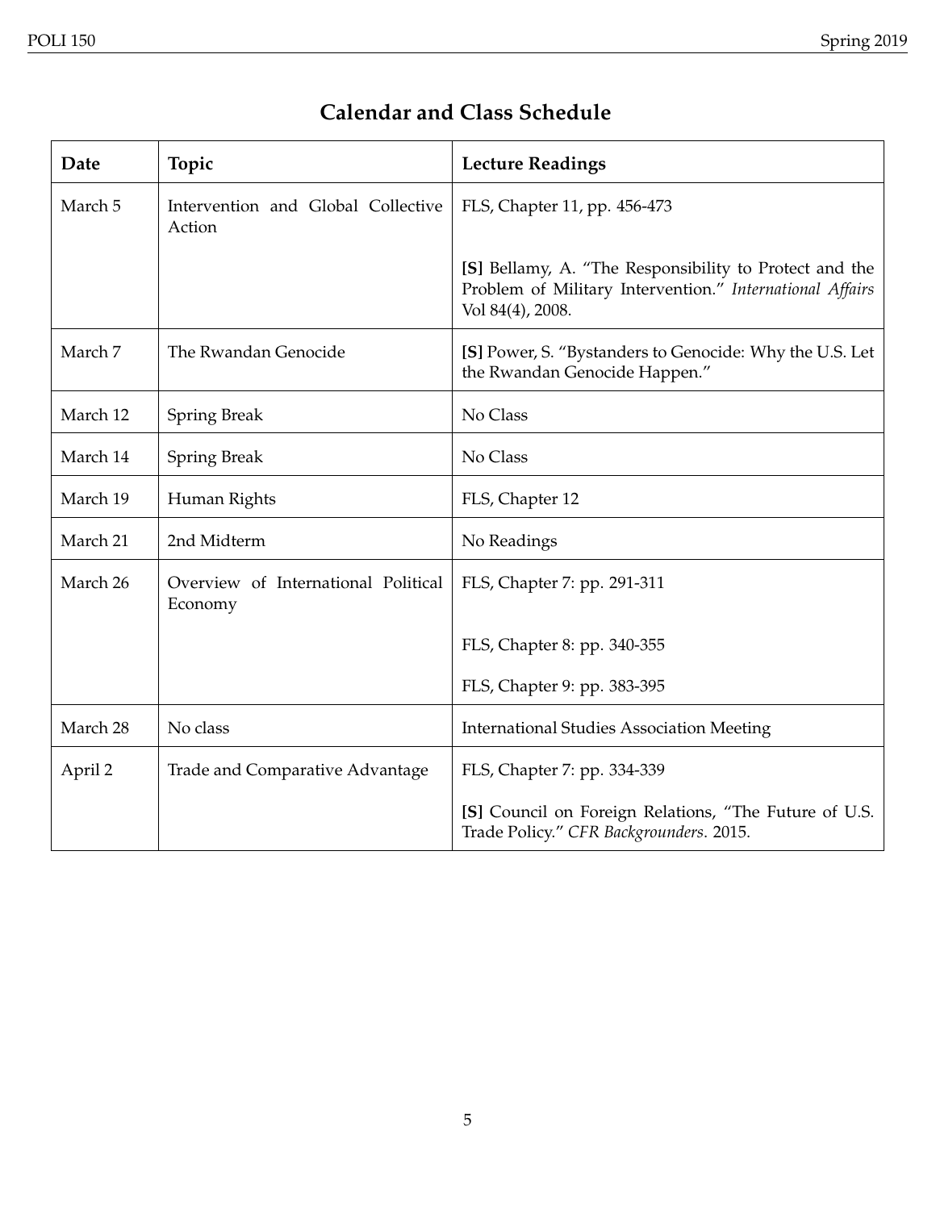## Calendar and Class Schedule

| Date | Topic | Lecture Readings |
|---|---|---|
| March 5 | Intervention and Global Collective Action | FLS, Chapter 11, pp. 456-473<br><br>**[S]** Bellamy, A. "The Responsibility to Protect and the Problem of Military Intervention." *International Affairs* Vol 84(4), 2008. |
| March 7 | The Rwandan Genocide | **[S]** Power, S. "Bystanders to Genocide: Why the U.S. Let the Rwandan Genocide Happen." |
| March 12 | Spring Break | No Class |
| March 14 | Spring Break | No Class |
| March 19 | Human Rights | FLS, Chapter 12 |
| March 21 | 2nd Midterm | No Readings |
| March 26 | Overview of International Political Economy | FLS, Chapter 7: pp. 291-311<br><br>FLS, Chapter 8: pp. 340-355<br><br>FLS, Chapter 9: pp. 383-395 |
| March 28 | No class | International Studies Association Meeting |
| April 2 | Trade and Comparative Advantage | FLS, Chapter 7: pp. 334-339<br><br>**[S]** Council on Foreign Relations, "The Future of U.S. Trade Policy." *CFR Backgrounders*. 2015. |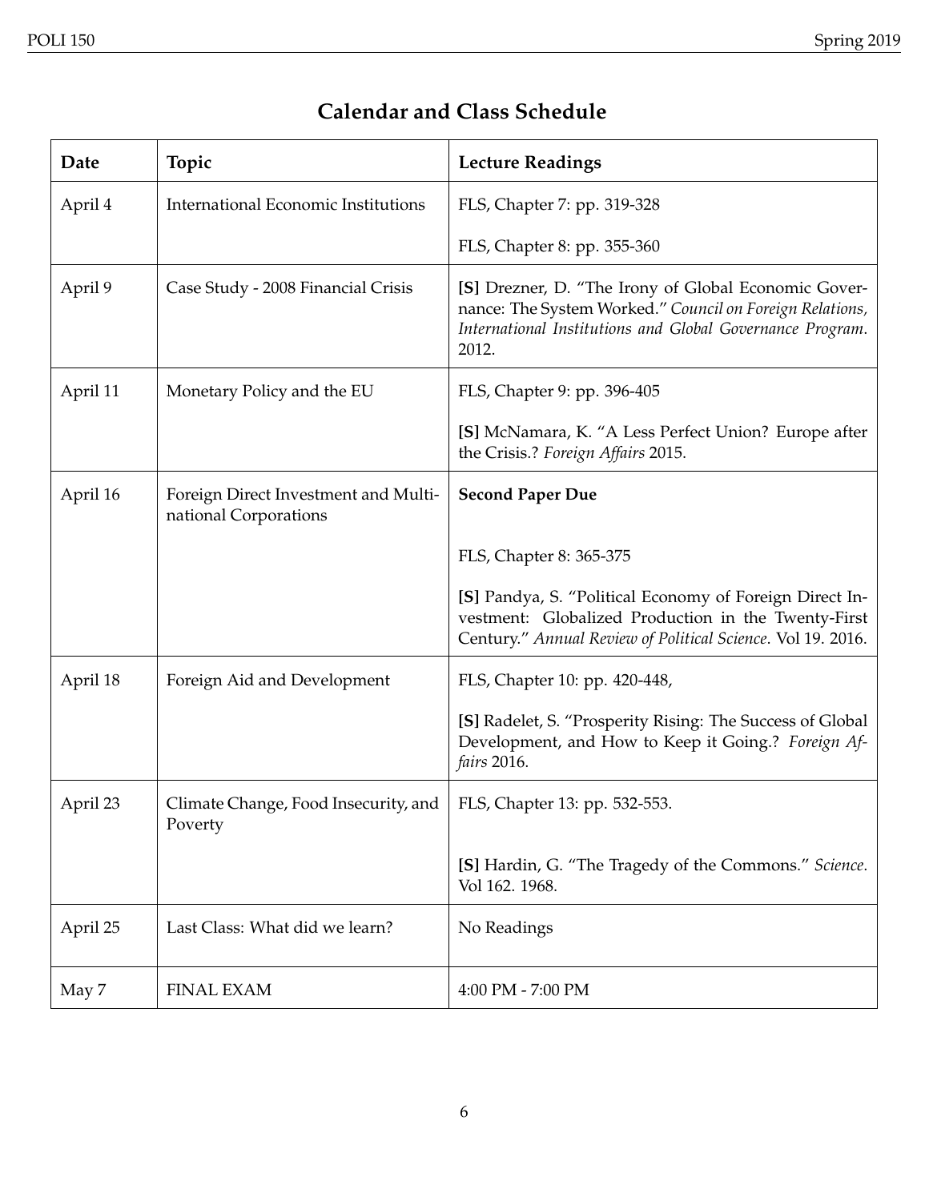## Calendar and Class Schedule

| Date | Topic | Lecture Readings |
|---|---|---|
| April 4 | International Economic Institutions | FLS, Chapter 7: pp. 319-328<br><br>FLS, Chapter 8: pp. 355-360 |
| April 9 | Case Study - 2008 Financial Crisis | **[S]** Drezner, D. "The Irony of Global Economic Governance: The System Worked." *Council on Foreign Relations, International Institutions and Global Governance Program*. 2012. |
| April 11 | Monetary Policy and the EU | FLS, Chapter 9: pp. 396-405<br><br>**[S]** McNamara, K. "A Less Perfect Union? Europe after the Crisis.? *Foreign Affairs* 2015. |
| April 16 | Foreign Direct Investment and Multinational Corporations | **Second Paper Due**<br><br>FLS, Chapter 8: 365-375<br><br>**[S]** Pandya, S. "Political Economy of Foreign Direct Investment: Globalized Production in the Twenty-First Century." *Annual Review of Political Science*. Vol 19. 2016. |
| April 18 | Foreign Aid and Development | FLS, Chapter 10: pp. 420-448,<br><br>**[S]** Radelet, S. "Prosperity Rising: The Success of Global Development, and How to Keep it Going.? *Foreign Affairs* 2016. |
| April 23 | Climate Change, Food Insecurity, and Poverty | FLS, Chapter 13: pp. 532-553.<br><br>**[S]** Hardin, G. "The Tragedy of the Commons." *Science*. Vol 162. 1968. |
| April 25 | Last Class: What did we learn? | No Readings |
| May 7 | FINAL EXAM | 4:00 PM - 7:00 PM |